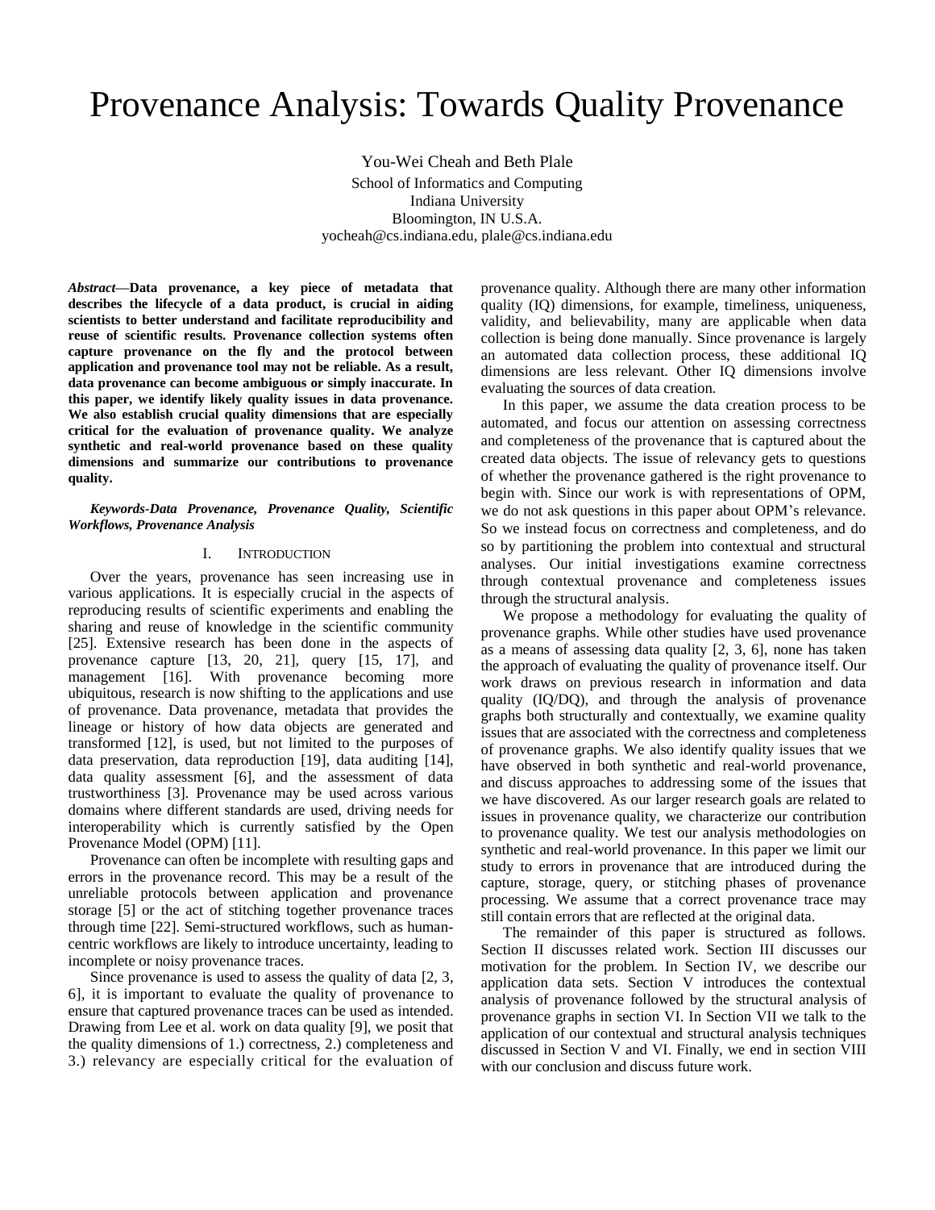# Provenance Analysis: Towards Quality Provenance

You-Wei Cheah and Beth Plale
School of Informatics and Computing
Indiana University
Bloomington, IN U.S.A.
yocheah@cs.indiana.edu, plale@cs.indiana.edu

***Abstract*—Data provenance, a key piece of metadata that describes the lifecycle of a data product, is crucial in aiding scientists to better understand and facilitate reproducibility and reuse of scientific results. Provenance collection systems often capture provenance on the fly and the protocol between application and provenance tool may not be reliable. As a result, data provenance can become ambiguous or simply inaccurate. In this paper, we identify likely quality issues in data provenance. We also establish crucial quality dimensions that are especially critical for the evaluation of provenance quality. We analyze synthetic and real-world provenance based on these quality dimensions and summarize our contributions to provenance quality.**

***Keywords-Data Provenance, Provenance Quality, Scientific Workflows, Provenance Analysis***

## I. Introduction

Over the years, provenance has seen increasing use in various applications. It is especially crucial in the aspects of reproducing results of scientific experiments and enabling the sharing and reuse of knowledge in the scientific community [25]. Extensive research has been done in the aspects of provenance capture [13, 20, 21], query [15, 17], and management [16]. With provenance becoming more ubiquitous, research is now shifting to the applications and use of provenance. Data provenance, metadata that provides the lineage or history of how data objects are generated and transformed [12], is used, but not limited to the purposes of data preservation, data reproduction [19], data auditing [14], data quality assessment [6], and the assessment of data trustworthiness [3]. Provenance may be used across various domains where different standards are used, driving needs for interoperability which is currently satisfied by the Open Provenance Model (OPM) [11].

Provenance can often be incomplete with resulting gaps and errors in the provenance record. This may be a result of the unreliable protocols between application and provenance storage [5] or the act of stitching together provenance traces through time [22]. Semi-structured workflows, such as human-centric workflows are likely to introduce uncertainty, leading to incomplete or noisy provenance traces.

Since provenance is used to assess the quality of data [2, 3, 6], it is important to evaluate the quality of provenance to ensure that captured provenance traces can be used as intended. Drawing from Lee et al. work on data quality [9], we posit that the quality dimensions of 1.) correctness, 2.) completeness and 3.) relevancy are especially critical for the evaluation of provenance quality. Although there are many other information quality (IQ) dimensions, for example, timeliness, uniqueness, validity, and believability, many are applicable when data collection is being done manually. Since provenance is largely an automated data collection process, these additional IQ dimensions are less relevant. Other IQ dimensions involve evaluating the sources of data creation.

In this paper, we assume the data creation process to be automated, and focus our attention on assessing correctness and completeness of the provenance that is captured about the created data objects. The issue of relevancy gets to questions of whether the provenance gathered is the right provenance to begin with. Since our work is with representations of OPM, we do not ask questions in this paper about OPM's relevance. So we instead focus on correctness and completeness, and do so by partitioning the problem into contextual and structural analyses. Our initial investigations examine correctness through contextual provenance and completeness issues through the structural analysis.

We propose a methodology for evaluating the quality of provenance graphs. While other studies have used provenance as a means of assessing data quality [2, 3, 6], none has taken the approach of evaluating the quality of provenance itself. Our work draws on previous research in information and data quality (IQ/DQ), and through the analysis of provenance graphs both structurally and contextually, we examine quality issues that are associated with the correctness and completeness of provenance graphs. We also identify quality issues that we have observed in both synthetic and real-world provenance, and discuss approaches to addressing some of the issues that we have discovered. As our larger research goals are related to issues in provenance quality, we characterize our contribution to provenance quality. We test our analysis methodologies on synthetic and real-world provenance. In this paper we limit our study to errors in provenance that are introduced during the capture, storage, query, or stitching phases of provenance processing. We assume that a correct provenance trace may still contain errors that are reflected at the original data.

The remainder of this paper is structured as follows. Section II discusses related work. Section III discusses our motivation for the problem. In Section IV, we describe our application data sets. Section V introduces the contextual analysis of provenance followed by the structural analysis of provenance graphs in section VI. In Section VII we talk to the application of our contextual and structural analysis techniques discussed in Section V and VI. Finally, we end in section VIII with our conclusion and discuss future work.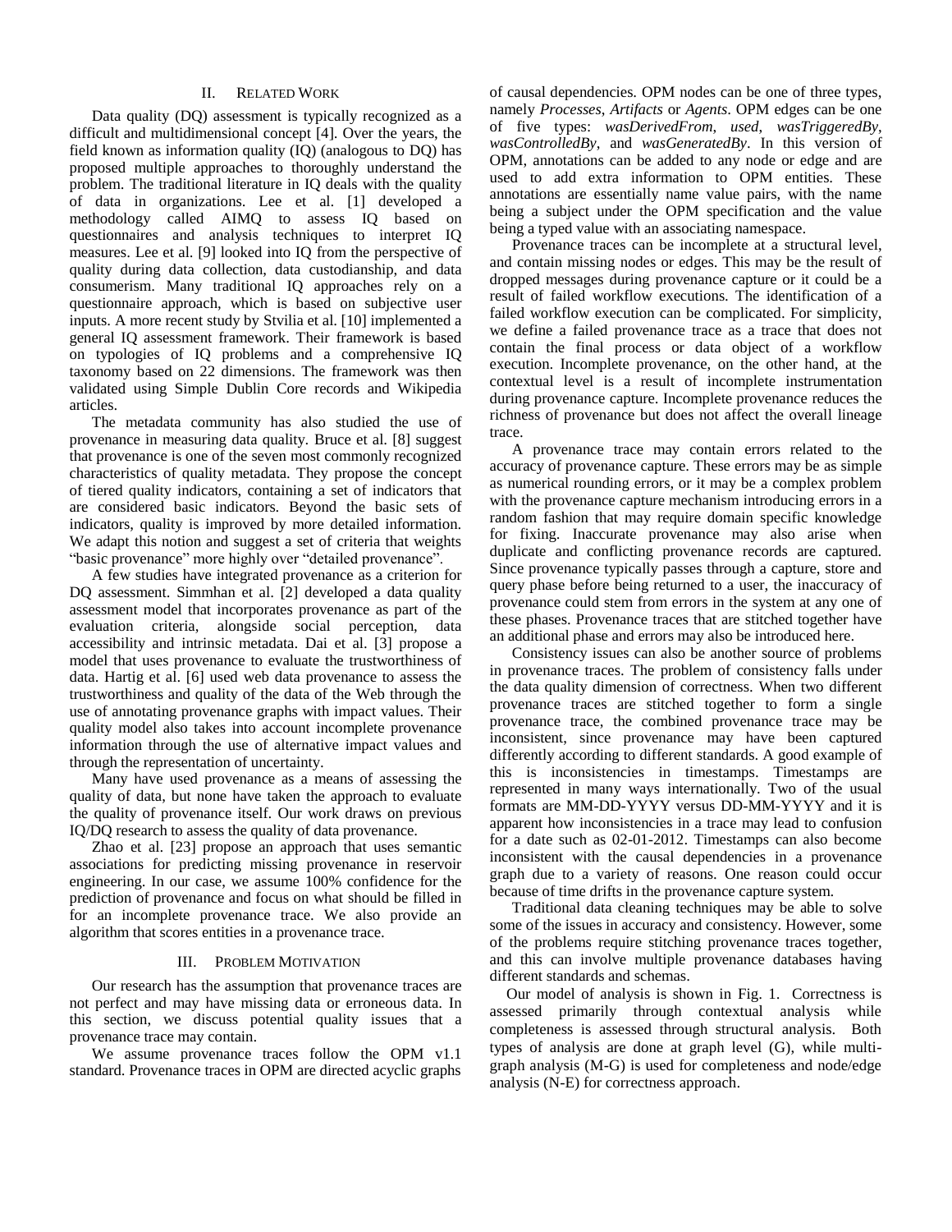## II. Related Work

Data quality (DQ) assessment is typically recognized as a difficult and multidimensional concept [4]. Over the years, the field known as information quality (IQ) (analogous to DQ) has proposed multiple approaches to thoroughly understand the problem. The traditional literature in IQ deals with the quality of data in organizations. Lee et al. [1] developed a methodology called AIMQ to assess IQ based on questionnaires and analysis techniques to interpret IQ measures. Lee et al. [9] looked into IQ from the perspective of quality during data collection, data custodianship, and data consumerism. Many traditional IQ approaches rely on a questionnaire approach, which is based on subjective user inputs. A more recent study by Stvilia et al. [10] implemented a general IQ assessment framework. Their framework is based on typologies of IQ problems and a comprehensive IQ taxonomy based on 22 dimensions. The framework was then validated using Simple Dublin Core records and Wikipedia articles.

The metadata community has also studied the use of provenance in measuring data quality. Bruce et al. [8] suggest that provenance is one of the seven most commonly recognized characteristics of quality metadata. They propose the concept of tiered quality indicators, containing a set of indicators that are considered basic indicators. Beyond the basic sets of indicators, quality is improved by more detailed information. We adapt this notion and suggest a set of criteria that weights "basic provenance" more highly over "detailed provenance".

A few studies have integrated provenance as a criterion for DQ assessment. Simmhan et al. [2] developed a data quality assessment model that incorporates provenance as part of the evaluation criteria, alongside social perception, data accessibility and intrinsic metadata. Dai et al. [3] propose a model that uses provenance to evaluate the trustworthiness of data. Hartig et al. [6] used web data provenance to assess the trustworthiness and quality of the data of the Web through the use of annotating provenance graphs with impact values. Their quality model also takes into account incomplete provenance information through the use of alternative impact values and through the representation of uncertainty.

Many have used provenance as a means of assessing the quality of data, but none have taken the approach to evaluate the quality of provenance itself. Our work draws on previous IQ/DQ research to assess the quality of data provenance.

Zhao et al. [23] propose an approach that uses semantic associations for predicting missing provenance in reservoir engineering. In our case, we assume 100% confidence for the prediction of provenance and focus on what should be filled in for an incomplete provenance trace. We also provide an algorithm that scores entities in a provenance trace.

## III. Problem Motivation

Our research has the assumption that provenance traces are not perfect and may have missing data or erroneous data. In this section, we discuss potential quality issues that a provenance trace may contain.

We assume provenance traces follow the OPM v1.1 standard. Provenance traces in OPM are directed acyclic graphs of causal dependencies. OPM nodes can be one of three types, namely *Processes*, *Artifacts* or *Agents*. OPM edges can be one of five types: *wasDerivedFrom*, *used*, *wasTriggeredBy*, *wasControlledBy*, and *wasGeneratedBy*. In this version of OPM, annotations can be added to any node or edge and are used to add extra information to OPM entities. These annotations are essentially name value pairs, with the name being a subject under the OPM specification and the value being a typed value with an associating namespace.

Provenance traces can be incomplete at a structural level, and contain missing nodes or edges. This may be the result of dropped messages during provenance capture or it could be a result of failed workflow executions. The identification of a failed workflow execution can be complicated. For simplicity, we define a failed provenance trace as a trace that does not contain the final process or data object of a workflow execution. Incomplete provenance, on the other hand, at the contextual level is a result of incomplete instrumentation during provenance capture. Incomplete provenance reduces the richness of provenance but does not affect the overall lineage trace.

A provenance trace may contain errors related to the accuracy of provenance capture. These errors may be as simple as numerical rounding errors, or it may be a complex problem with the provenance capture mechanism introducing errors in a random fashion that may require domain specific knowledge for fixing. Inaccurate provenance may also arise when duplicate and conflicting provenance records are captured. Since provenance typically passes through a capture, store and query phase before being returned to a user, the inaccuracy of provenance could stem from errors in the system at any one of these phases. Provenance traces that are stitched together have an additional phase and errors may also be introduced here.

Consistency issues can also be another source of problems in provenance traces. The problem of consistency falls under the data quality dimension of correctness. When two different provenance traces are stitched together to form a single provenance trace, the combined provenance trace may be inconsistent, since provenance may have been captured differently according to different standards. A good example of this is inconsistencies in timestamps. Timestamps are represented in many ways internationally. Two of the usual formats are MM-DD-YYYY versus DD-MM-YYYY and it is apparent how inconsistencies in a trace may lead to confusion for a date such as 02-01-2012. Timestamps can also become inconsistent with the causal dependencies in a provenance graph due to a variety of reasons. One reason could occur because of time drifts in the provenance capture system.

Traditional data cleaning techniques may be able to solve some of the issues in accuracy and consistency. However, some of the problems require stitching provenance traces together, and this can involve multiple provenance databases having different standards and schemas.

Our model of analysis is shown in Fig. 1. Correctness is assessed primarily through contextual analysis while completeness is assessed through structural analysis. Both types of analysis are done at graph level (G), while multi-graph analysis (M-G) is used for completeness and node/edge analysis (N-E) for correctness approach.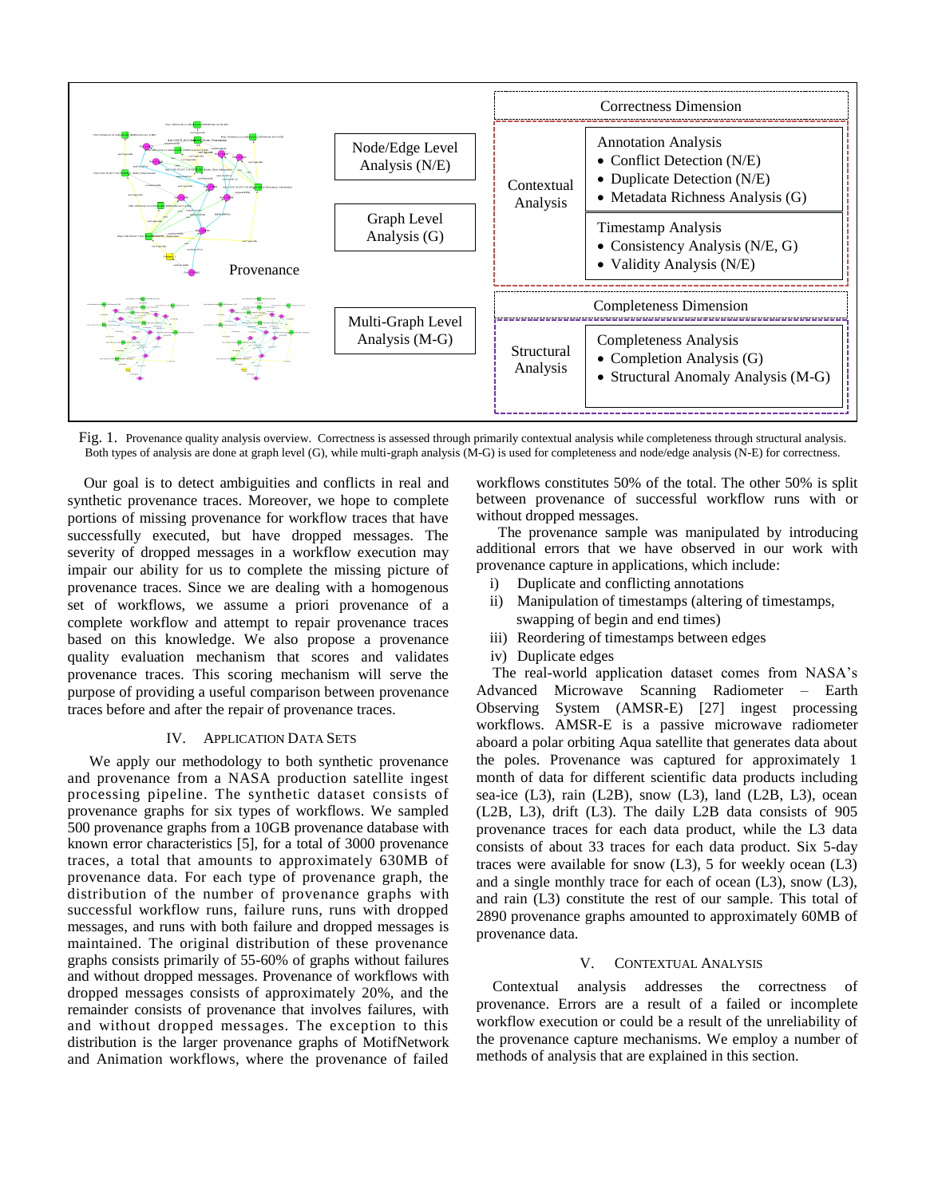Correctness Dimension

| | | |
|---|---|---|
| Node/Edge Level Analysis (N/E) | Contextual Analysis | Annotation Analysis<br>• Conflict Detection (N/E)<br>• Duplicate Detection (N/E)<br>• Metadata Richness Analysis (G) |
| Graph Level Analysis (G) | | Timestamp Analysis<br>• Consistency Analysis (N/E, G)<br>• Validity Analysis (N/E) |

Completeness Dimension

| | | |
|---|---|---|
| Multi-Graph Level Analysis (M-G) | Structural Analysis | Completeness Analysis<br>• Completion Analysis (G)<br>• Structural Anomaly Analysis (M-G) |

Fig. 1. Provenance quality analysis overview. Correctness is assessed through primarily contextual analysis while completeness through structural analysis. Both types of analysis are done at graph level (G), while multi-graph analysis (M-G) is used for completeness and node/edge analysis (N-E) for correctness.

Our goal is to detect ambiguities and conflicts in real and synthetic provenance traces. Moreover, we hope to complete portions of missing provenance for workflow traces that have successfully executed, but have dropped messages. The severity of dropped messages in a workflow execution may impair our ability for us to complete the missing picture of provenance traces. Since we are dealing with a homogenous set of workflows, we assume a priori provenance of a complete workflow and attempt to repair provenance traces based on this knowledge. We also propose a provenance quality evaluation mechanism that scores and validates provenance traces. This scoring mechanism will serve the purpose of providing a useful comparison between provenance traces before and after the repair of provenance traces.

## IV. Application Data Sets

We apply our methodology to both synthetic provenance and provenance from a NASA production satellite ingest processing pipeline. The synthetic dataset consists of provenance graphs for six types of workflows. We sampled 500 provenance graphs from a 10GB provenance database with known error characteristics [5], for a total of 3000 provenance traces, a total that amounts to approximately 630MB of provenance data. For each type of provenance graph, the distribution of the number of provenance graphs with successful workflow runs, failure runs, runs with dropped messages, and runs with both failure and dropped messages is maintained. The original distribution of these provenance graphs consists primarily of 55-60% of graphs without failures and without dropped messages. Provenance of workflows with dropped messages consists of approximately 20%, and the remainder consists of provenance that involves failures, with and without dropped messages. The exception to this distribution is the larger provenance graphs of MotifNetwork and Animation workflows, where the provenance of failed workflows constitutes 50% of the total. The other 50% is split between provenance of successful workflow runs with or without dropped messages.

The provenance sample was manipulated by introducing additional errors that we have observed in our work with provenance capture in applications, which include:

i) Duplicate and conflicting annotations
ii) Manipulation of timestamps (altering of timestamps, swapping of begin and end times)
iii) Reordering of timestamps between edges
iv) Duplicate edges

The real-world application dataset comes from NASA's Advanced Microwave Scanning Radiometer – Earth Observing System (AMSR-E) [27] ingest processing workflows. AMSR-E is a passive microwave radiometer aboard a polar orbiting Aqua satellite that generates data about the poles. Provenance was captured for approximately 1 month of data for different scientific data products including sea-ice (L3), rain (L2B), snow (L3), land (L2B, L3), ocean (L2B, L3), drift (L3). The daily L2B data consists of 905 provenance traces for each data product, while the L3 data consists of about 33 traces for each data product. Six 5-day traces were available for snow (L3), 5 for weekly ocean (L3) and a single monthly trace for each of ocean (L3), snow (L3), and rain (L3) constitute the rest of our sample. This total of 2890 provenance graphs amounted to approximately 60MB of provenance data.

## V. Contextual Analysis

Contextual analysis addresses the correctness of provenance. Errors are a result of a failed or incomplete workflow execution or could be a result of the unreliability of the provenance capture mechanisms. We employ a number of methods of analysis that are explained in this section.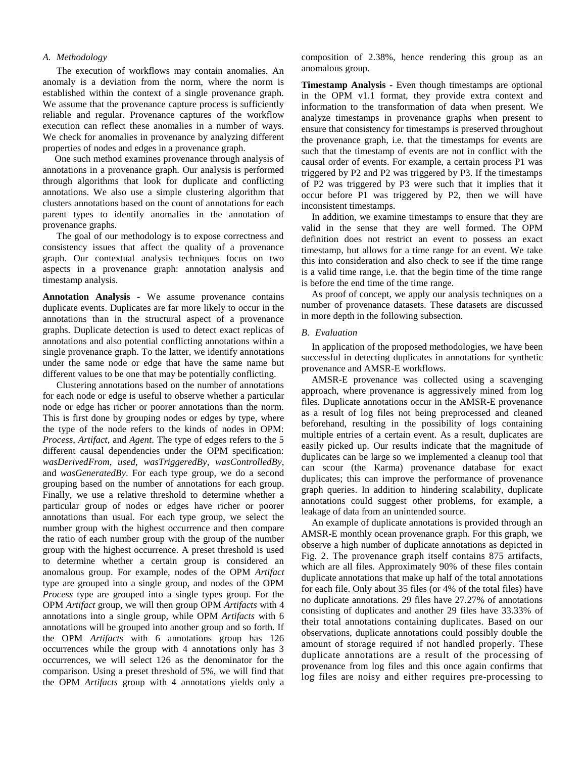### A. Methodology

The execution of workflows may contain anomalies. An anomaly is a deviation from the norm, where the norm is established within the context of a single provenance graph. We assume that the provenance capture process is sufficiently reliable and regular. Provenance captures of the workflow execution can reflect these anomalies in a number of ways. We check for anomalies in provenance by analyzing different properties of nodes and edges in a provenance graph.

One such method examines provenance through analysis of annotations in a provenance graph. Our analysis is performed through algorithms that look for duplicate and conflicting annotations. We also use a simple clustering algorithm that clusters annotations based on the count of annotations for each parent types to identify anomalies in the annotation of provenance graphs.

The goal of our methodology is to expose correctness and consistency issues that affect the quality of a provenance graph. Our contextual analysis techniques focus on two aspects in a provenance graph: annotation analysis and timestamp analysis.

**Annotation Analysis -** We assume provenance contains duplicate events. Duplicates are far more likely to occur in the annotations than in the structural aspect of a provenance graphs. Duplicate detection is used to detect exact replicas of annotations and also potential conflicting annotations within a single provenance graph. To the latter, we identify annotations under the same node or edge that have the same name but different values to be one that may be potentially conflicting.

Clustering annotations based on the number of annotations for each node or edge is useful to observe whether a particular node or edge has richer or poorer annotations than the norm. This is first done by grouping nodes or edges by type, where the type of the node refers to the kinds of nodes in OPM: *Process*, *Artifact*, and *Agent*. The type of edges refers to the 5 different causal dependencies under the OPM specification: *wasDerivedFrom*, *used*, *wasTriggeredBy*, *wasControlledBy*, and *wasGeneratedBy*. For each type group, we do a second grouping based on the number of annotations for each group. Finally, we use a relative threshold to determine whether a particular group of nodes or edges have richer or poorer annotations than usual. For each type group, we select the number group with the highest occurrence and then compare the ratio of each number group with the group of the number group with the highest occurrence. A preset threshold is used to determine whether a certain group is considered an anomalous group. For example, nodes of the OPM *Artifact* type are grouped into a single group, and nodes of the OPM *Process* type are grouped into a single types group. For the OPM *Artifact* group, we will then group OPM *Artifacts* with 4 annotations into a single group, while OPM *Artifacts* with 6 annotations will be grouped into another group and so forth. If the OPM *Artifacts* with 6 annotations group has 126 occurrences while the group with 4 annotations only has 3 occurrences, we will select 126 as the denominator for the comparison. Using a preset threshold of 5%, we will find that the OPM *Artifacts* group with 4 annotations yields only a composition of 2.38%, hence rendering this group as an anomalous group.

**Timestamp Analysis -** Even though timestamps are optional in the OPM v1.1 format, they provide extra context and information to the transformation of data when present. We analyze timestamps in provenance graphs when present to ensure that consistency for timestamps is preserved throughout the provenance graph, i.e. that the timestamps for events are such that the timestamp of events are not in conflict with the causal order of events. For example, a certain process P1 was triggered by P2 and P2 was triggered by P3. If the timestamps of P2 was triggered by P3 were such that it implies that it occur before P1 was triggered by P2, then we will have inconsistent timestamps.

In addition, we examine timestamps to ensure that they are valid in the sense that they are well formed. The OPM definition does not restrict an event to possess an exact timestamp, but allows for a time range for an event. We take this into consideration and also check to see if the time range is a valid time range, i.e. that the begin time of the time range is before the end time of the time range.

As proof of concept, we apply our analysis techniques on a number of provenance datasets. These datasets are discussed in more depth in the following subsection.

### B. Evaluation

In application of the proposed methodologies, we have been successful in detecting duplicates in annotations for synthetic provenance and AMSR-E workflows.

AMSR-E provenance was collected using a scavenging approach, where provenance is aggressively mined from log files. Duplicate annotations occur in the AMSR-E provenance as a result of log files not being preprocessed and cleaned beforehand, resulting in the possibility of logs containing multiple entries of a certain event. As a result, duplicates are easily picked up. Our results indicate that the magnitude of duplicates can be large so we implemented a cleanup tool that can scour (the Karma) provenance database for exact duplicates; this can improve the performance of provenance graph queries. In addition to hindering scalability, duplicate annotations could suggest other problems, for example, a leakage of data from an unintended source.

An example of duplicate annotations is provided through an AMSR-E monthly ocean provenance graph. For this graph, we observe a high number of duplicate annotations as depicted in Fig. 2. The provenance graph itself contains 875 artifacts, which are all files. Approximately 90% of these files contain duplicate annotations that make up half of the total annotations for each file. Only about 35 files (or 4% of the total files) have no duplicate annotations. 29 files have 27.27% of annotations consisting of duplicates and another 29 files have 33.33% of their total annotations containing duplicates. Based on our observations, duplicate annotations could possibly double the amount of storage required if not handled properly. These duplicate annotations are a result of the processing of provenance from log files and this once again confirms that log files are noisy and either requires pre-processing to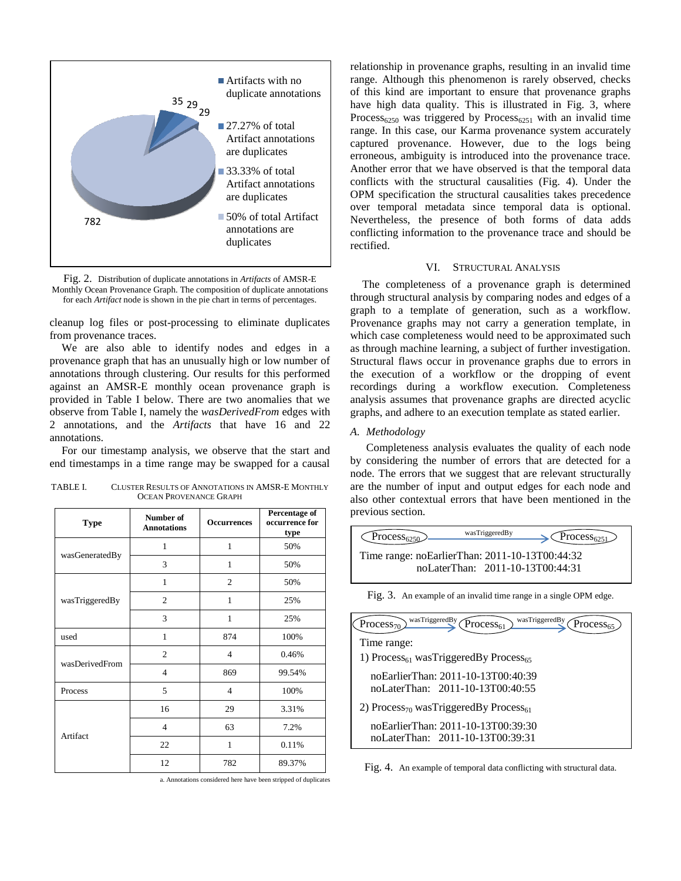Fig. 2. Distribution of duplicate annotations in *Artifacts* of AMSR-E Monthly Ocean Provenance Graph. The composition of duplicate annotations for each *Artifact* node is shown in the pie chart in terms of percentages.

cleanup log files or post-processing to eliminate duplicates from provenance traces.

We are also able to identify nodes and edges in a provenance graph that has an unusually high or low number of annotations through clustering. Our results for this performed against an AMSR-E monthly ocean provenance graph is provided in Table I below. There are two anomalies that we observe from Table I, namely the *wasDerivedFrom* edges with 2 annotations, and the *Artifacts* that have 16 and 22 annotations.

For our timestamp analysis, we observe that the start and end timestamps in a time range may be swapped for a causal relationship in provenance graphs, resulting in an invalid time range. Although this phenomenon is rarely observed, checks of this kind are important to ensure that provenance graphs have high data quality. This is illustrated in Fig. 3, where $Process_{6250}$ was triggered by $Process_{6251}$ with an invalid time range. In this case, our Karma provenance system accurately captured provenance. However, due to the logs being erroneous, ambiguity is introduced into the provenance trace. Another error that we have observed is that the temporal data conflicts with the structural causalities (Fig. 4). Under the OPM specification the structural causalities takes precedence over temporal metadata since temporal data is optional. Nevertheless, the presence of both forms of data adds conflicting information to the provenance trace and should be rectified.

TABLE I. CLUSTER RESULTS OF ANNOTATIONS IN AMSR-E MONTHLY OCEAN PROVENANCE GRAPH

| Type | Number of Annotations | Occurrences | Percentage of occurrence for type |
|---|---|---|---|
| wasGeneratedBy | 1 | 1 | 50% |
| | 3 | 1 | 50% |
| wasTriggeredBy | 1 | 2 | 50% |
| | 2 | 1 | 25% |
| | 3 | 1 | 25% |
| used | 1 | 874 | 100% |
| wasDerivedFrom | 2 | 4 | 0.46% |
| | 4 | 869 | 99.54% |
| Process | 5 | 4 | 100% |
| Artifact | 16 | 29 | 3.31% |
| | 4 | 63 | 7.2% |
| | 22 | 1 | 0.11% |
| | 12 | 782 | 89.37% |

a. Annotations considered here have been stripped of duplicates

## VI. STRUCTURAL ANALYSIS

The completeness of a provenance graph is determined through structural analysis by comparing nodes and edges of a graph to a template of generation, such as a workflow. Provenance graphs may not carry a generation template, in which case completeness would need to be approximated such as through machine learning, a subject of further investigation. Structural flaws occur in provenance graphs due to errors in the execution of a workflow or the dropping of event recordings during a workflow execution. Completeness analysis assumes that provenance graphs are directed acyclic graphs, and adhere to an execution template as stated earlier.

### A. Methodology

Completeness analysis evaluates the quality of each node by considering the number of errors that are detected for a node. The errors that we suggest that are relevant structurally are the number of input and output edges for each node and also other contextual errors that have been mentioned in the previous section.

$Process_{6250}$ —wasTriggeredBy→ $Process_{6251}$

Time range: noEarlierThan: 2011-10-13T00:44:32
noLaterThan: 2011-10-13T00:44:31

Fig. 3. An example of an invalid time range in a single OPM edge.

$Process_{70}$ —wasTriggeredBy→ $Process_{61}$ —wasTriggeredBy→ $Process_{65}$

Time range:

1) $Process_{61}$ wasTriggeredBy $Process_{65}$

noEarlierThan: 2011-10-13T00:40:39
noLaterThan: 2011-10-13T00:40:55

2) $Process_{70}$ wasTriggeredBy $Process_{61}$

noEarlierThan: 2011-10-13T00:39:30
noLaterThan: 2011-10-13T00:39:31

Fig. 4. An example of temporal data conflicting with structural data.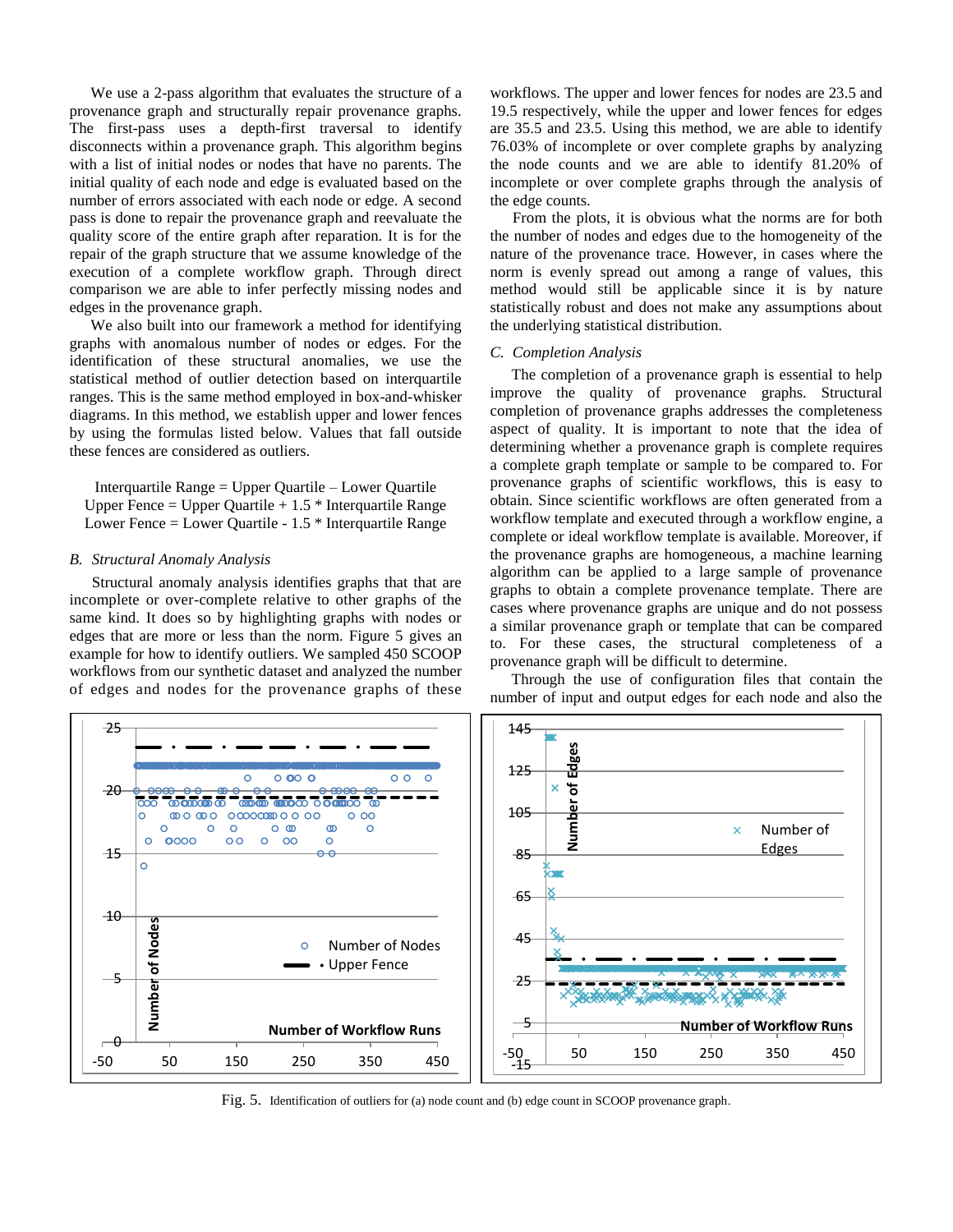We use a 2-pass algorithm that evaluates the structure of a provenance graph and structurally repair provenance graphs. The first-pass uses a depth-first traversal to identify disconnects within a provenance graph. This algorithm begins with a list of initial nodes or nodes that have no parents. The initial quality of each node and edge is evaluated based on the number of errors associated with each node or edge. A second pass is done to repair the provenance graph and reevaluate the quality score of the entire graph after reparation. It is for the repair of the graph structure that we assume knowledge of the execution of a complete workflow graph. Through direct comparison we are able to infer perfectly missing nodes and edges in the provenance graph.

We also built into our framework a method for identifying graphs with anomalous number of nodes or edges. For the identification of these structural anomalies, we use the statistical method of outlier detection based on interquartile ranges. This is the same method employed in box-and-whisker diagrams. In this method, we establish upper and lower fences by using the formulas listed below. Values that fall outside these fences are considered as outliers.

Interquartile Range = Upper Quartile – Lower Quartile
Upper Fence = Upper Quartile + 1.5 * Interquartile Range
Lower Fence = Lower Quartile - 1.5 * Interquartile Range

### B. *Structural Anomaly Analysis*

Structural anomaly analysis identifies graphs that that are incomplete or over-complete relative to other graphs of the same kind. It does so by highlighting graphs with nodes or edges that are more or less than the norm. Figure 5 gives an example for how to identify outliers. We sampled 450 SCOOP workflows from our synthetic dataset and analyzed the number of edges and nodes for the provenance graphs of these workflows. The upper and lower fences for nodes are 23.5 and 19.5 respectively, while the upper and lower fences for edges are 35.5 and 23.5. Using this method, we are able to identify 76.03% of incomplete or over complete graphs by analyzing the node counts and we are able to identify 81.20% of incomplete or over complete graphs through the analysis of the edge counts.

From the plots, it is obvious what the norms are for both the number of nodes and edges due to the homogeneity of the nature of the provenance trace. However, in cases where the norm is evenly spread out among a range of values, this method would still be applicable since it is by nature statistically robust and does not make any assumptions about the underlying statistical distribution.

### C. *Completion Analysis*

The completion of a provenance graph is essential to help improve the quality of provenance graphs. Structural completion of provenance graphs addresses the completeness aspect of quality. It is important to note that the idea of determining whether a provenance graph is complete requires a complete graph template or sample to be compared to. For provenance graphs of scientific workflows, this is easy to obtain. Since scientific workflows are often generated from a workflow template and executed through a workflow engine, a complete or ideal workflow template is available. Moreover, if the provenance graphs are homogeneous, a machine learning algorithm can be applied to a large sample of provenance graphs to obtain a complete provenance template. There are cases where provenance graphs are unique and do not possess a similar provenance graph or template that can be compared to. For these cases, the structural completeness of a provenance graph will be difficult to determine.

Through the use of configuration files that contain the number of input and output edges for each node and also the

Fig. 5. Identification of outliers for (a) node count and (b) edge count in SCOOP provenance graph.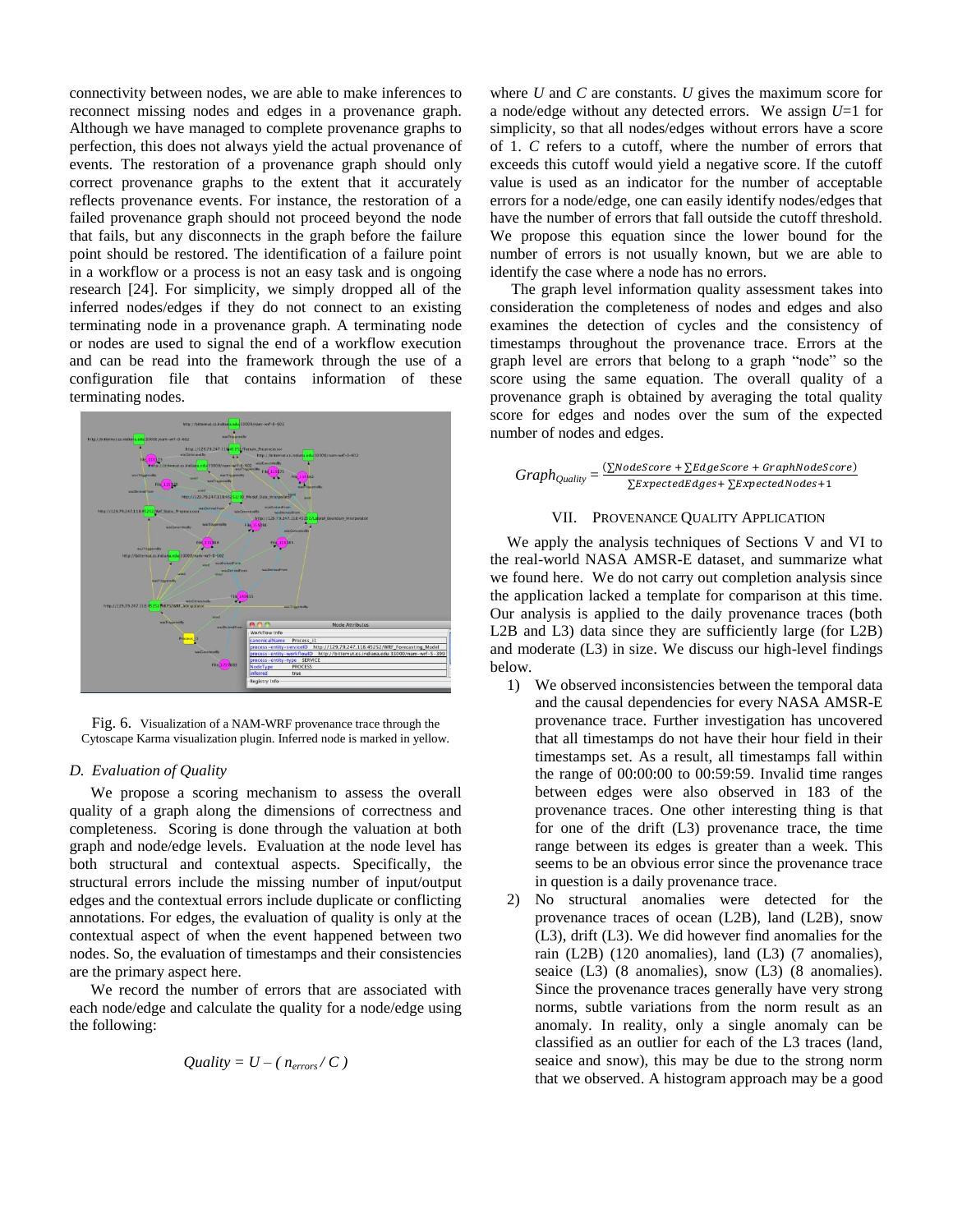connectivity between nodes, we are able to make inferences to reconnect missing nodes and edges in a provenance graph. Although we have managed to complete provenance graphs to perfection, this does not always yield the actual provenance of events. The restoration of a provenance graph should only correct provenance graphs to the extent that it accurately reflects provenance events. For instance, the restoration of a failed provenance graph should not proceed beyond the node that fails, but any disconnects in the graph before the failure point should be restored. The identification of a failure point in a workflow or a process is not an easy task and is ongoing research [24]. For simplicity, we simply dropped all of the inferred nodes/edges if they do not connect to an existing terminating node in a provenance graph. A terminating node or nodes are used to signal the end of a workflow execution and can be read into the framework through the use of a configuration file that contains information of these terminating nodes.

Fig. 6. Visualization of a NAM-WRF provenance trace through the Cytoscape Karma visualization plugin. Inferred node is marked in yellow.

### D. Evaluation of Quality

We propose a scoring mechanism to assess the overall quality of a graph along the dimensions of correctness and completeness. Scoring is done through the valuation at both graph and node/edge levels. Evaluation at the node level has both structural and contextual aspects. Specifically, the structural errors include the missing number of input/output edges and the contextual errors include duplicate or conflicting annotations. For edges, the evaluation of quality is only at the contextual aspect of when the event happened between two nodes. So, the evaluation of timestamps and their consistencies are the primary aspect here.

We record the number of errors that are associated with each node/edge and calculate the quality for a node/edge using the following:

$$Quality = U - ( n_{errors} / C )$$

where $U$ and $C$ are constants. $U$ gives the maximum score for a node/edge without any detected errors. We assign $U$=1 for simplicity, so that all nodes/edges without errors have a score of 1. $C$ refers to a cutoff, where the number of errors that exceeds this cutoff would yield a negative score. If the cutoff value is used as an indicator for the number of acceptable errors for a node/edge, one can easily identify nodes/edges that have the number of errors that fall outside the cutoff threshold. We propose this equation since the lower bound for the number of errors is not usually known, but we are able to identify the case where a node has no errors.

The graph level information quality assessment takes into consideration the completeness of nodes and edges and also examines the detection of cycles and the consistency of timestamps throughout the provenance trace. Errors at the graph level are errors that belong to a graph "node" so the score using the same equation. The overall quality of a provenance graph is obtained by averaging the total quality score for edges and nodes over the sum of the expected number of nodes and edges.

$$Graph_{Quality} = \frac{(\sum NodeScore + \sum EdgeScore + GraphNodeScore)}{\sum ExpectedEdges + \sum ExpectedNodes + 1}$$

## VII. Provenance Quality Application

We apply the analysis techniques of Sections V and VI to the real-world NASA AMSR-E dataset, and summarize what we found here. We do not carry out completion analysis since the application lacked a template for comparison at this time. Our analysis is applied to the daily provenance traces (both L2B and L3) data since they are sufficiently large (for L2B) and moderate (L3) in size. We discuss our high-level findings below.

1) We observed inconsistencies between the temporal data and the causal dependencies for every NASA AMSR-E provenance trace. Further investigation has uncovered that all timestamps do not have their hour field in their timestamps set. As a result, all timestamps fall within the range of 00:00:00 to 00:59:59. Invalid time ranges between edges were also observed in 183 of the provenance traces. One other interesting thing is that for one of the drift (L3) provenance trace, the time range between its edges is greater than a week. This seems to be an obvious error since the provenance trace in question is a daily provenance trace.
2) No structural anomalies were detected for the provenance traces of ocean (L2B), land (L2B), snow (L3), drift (L3). We did however find anomalies for the rain (L2B) (120 anomalies), land (L3) (7 anomalies), seaice (L3) (8 anomalies), snow (L3) (8 anomalies). Since the provenance traces generally have very strong norms, subtle variations from the norm result as an anomaly. In reality, only a single anomaly can be classified as an outlier for each of the L3 traces (land, seaice and snow), this may be due to the strong norm that we observed. A histogram approach may be a good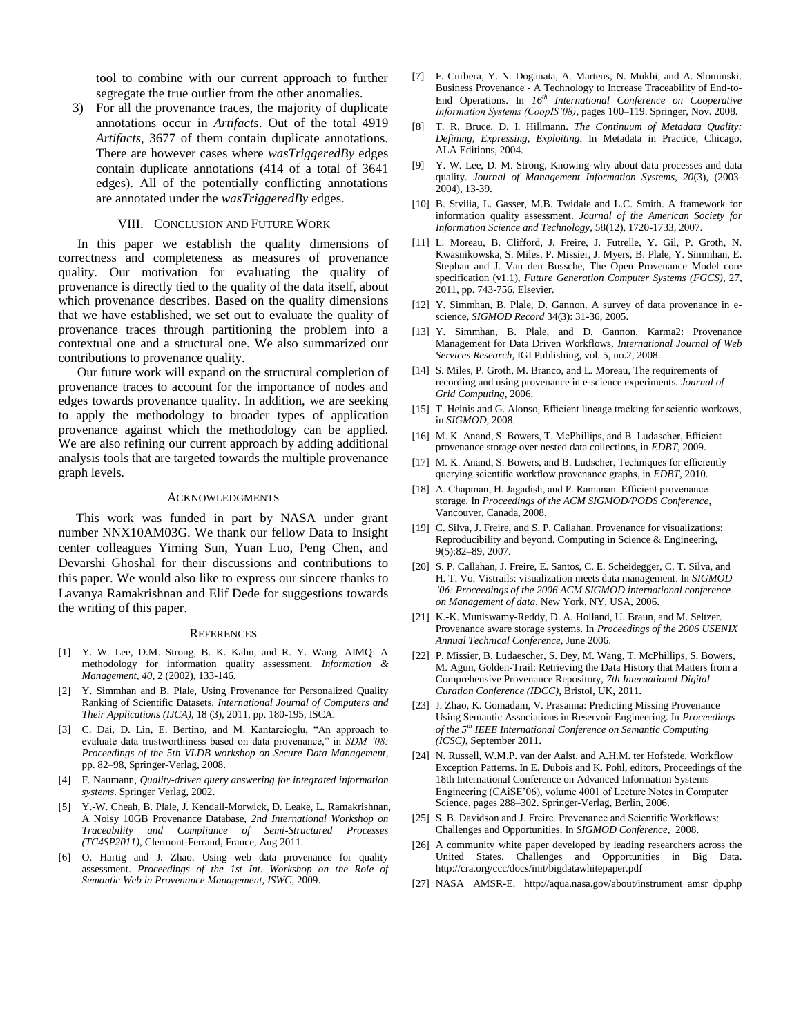tool to combine with our current approach to further segregate the true outlier from the other anomalies.

3) For all the provenance traces, the majority of duplicate annotations occur in *Artifacts*. Out of the total 4919 *Artifacts*, 3677 of them contain duplicate annotations. There are however cases where *wasTriggeredBy* edges contain duplicate annotations (414 of a total of 3641 edges). All of the potentially conflicting annotations are annotated under the *wasTriggeredBy* edges.

## VIII. Conclusion and Future Work

In this paper we establish the quality dimensions of correctness and completeness as measures of provenance quality. Our motivation for evaluating the quality of provenance is directly tied to the quality of the data itself, about which provenance describes. Based on the quality dimensions that we have established, we set out to evaluate the quality of provenance traces through partitioning the problem into a contextual one and a structural one. We also summarized our contributions to provenance quality.

Our future work will expand on the structural completion of provenance traces to account for the importance of nodes and edges towards provenance quality. In addition, we are seeking to apply the methodology to broader types of application provenance against which the methodology can be applied. We are also refining our current approach by adding additional analysis tools that are targeted towards the multiple provenance graph levels.

## Acknowledgments

This work was funded in part by NASA under grant number NNX10AM03G. We thank our fellow Data to Insight center colleagues Yiming Sun, Yuan Luo, Peng Chen, and Devarshi Ghoshal for their discussions and contributions to this paper. We would also like to express our sincere thanks to Lavanya Ramakrishnan and Elif Dede for suggestions towards the writing of this paper.

## References

[1] Y. W. Lee, D.M. Strong, B. K. Kahn, and R. Y. Wang. AIMQ: A methodology for information quality assessment. *Information & Management, 40*, 2 (2002), 133-146.

[2] Y. Simmhan and B. Plale, Using Provenance for Personalized Quality Ranking of Scientific Datasets, *International Journal of Computers and Their Applications (IJCA)*, 18 (3), 2011, pp. 180-195, ISCA.

[3] C. Dai, D. Lin, E. Bertino, and M. Kantarcioglu, "An approach to evaluate data trustworthiness based on data provenance," in *SDM '08: Proceedings of the 5th VLDB workshop on Secure Data Management*, pp. 82–98, Springer-Verlag, 2008.

[4] F. Naumann, *Quality-driven query answering for integrated information systems*. Springer Verlag, 2002.

[5] Y.-W. Cheah, B. Plale, J. Kendall-Morwick, D. Leake, L. Ramakrishnan, A Noisy 10GB Provenance Database, *2nd International Workshop on Traceability and Compliance of Semi-Structured Processes (TC4SP2011)*, Clermont-Ferrand, France, Aug 2011.

[6] O. Hartig and J. Zhao. Using web data provenance for quality assessment. *Proceedings of the 1st Int. Workshop on the Role of Semantic Web in Provenance Management, ISWC*, 2009.

[7] F. Curbera, Y. N. Doganata, A. Martens, N. Mukhi, and A. Slominski. Business Provenance - A Technology to Increase Traceability of End-to-End Operations. In *16th International Conference on Cooperative Information Systems (CoopIS'08)*, pages 100–119. Springer, Nov. 2008.

[8] T. R. Bruce, D. I. Hillmann. *The Continuum of Metadata Quality: Defining, Expressing, Exploiting*. In Metadata in Practice, Chicago, ALA Editions, 2004.

[9] Y. W. Lee, D. M. Strong, Knowing-why about data processes and data quality. *Journal of Management Information Systems, 20*(3), (2003-2004), 13-39.

[10] B. Stvilia, L. Gasser, M.B. Twidale and L.C. Smith. A framework for information quality assessment. *Journal of the American Society for Information Science and Technology*, 58(12), 1720-1733, 2007.

[11] L. Moreau, B. Clifford, J. Freire, J. Futrelle, Y. Gil, P. Groth, N. Kwasnikowska, S. Miles, P. Missier, J. Myers, B. Plale, Y. Simmhan, E. Stephan and J. Van den Bussche, The Open Provenance Model core specification (v1.1), *Future Generation Computer Systems (FGCS)*, 27, 2011, pp. 743-756, Elsevier.

[12] Y. Simmhan, B. Plale, D. Gannon. A survey of data provenance in e-science, *SIGMOD Record* 34(3): 31-36, 2005.

[13] Y. Simmhan, B. Plale, and D. Gannon, Karma2: Provenance Management for Data Driven Workflows, *International Journal of Web Services Research*, IGI Publishing, vol. 5, no.2, 2008.

[14] S. Miles, P. Groth, M. Branco, and L. Moreau, The requirements of recording and using provenance in e-science experiments. *Journal of Grid Computing*, 2006.

[15] T. Heinis and G. Alonso, Efficient lineage tracking for scientic workows, in *SIGMOD*, 2008.

[16] M. K. Anand, S. Bowers, T. McPhillips, and B. Ludascher, Efficient provenance storage over nested data collections, in *EDBT*, 2009.

[17] M. K. Anand, S. Bowers, and B. Ludscher, Techniques for efficiently querying scientific workflow provenance graphs, in *EDBT*, 2010.

[18] A. Chapman, H. Jagadish, and P. Ramanan. Efficient provenance storage. In *Proceedings of the ACM SIGMOD/PODS Conference*, Vancouver, Canada, 2008.

[19] C. Silva, J. Freire, and S. P. Callahan. Provenance for visualizations: Reproducibility and beyond. Computing in Science & Engineering, 9(5):82–89, 2007.

[20] S. P. Callahan, J. Freire, E. Santos, C. E. Scheidegger, C. T. Silva, and H. T. Vo. Vistrails: visualization meets data management. In *SIGMOD '06: Proceedings of the 2006 ACM SIGMOD international conference on Management of data*, New York, NY, USA, 2006.

[21] K.-K. Muniswamy-Reddy, D. A. Holland, U. Braun, and M. Seltzer. Provenance aware storage systems. In *Proceedings of the 2006 USENIX Annual Technical Conference*, June 2006.

[22] P. Missier, B. Ludaescher, S. Dey, M. Wang, T. McPhillips, S. Bowers, M. Agun, Golden-Trail: Retrieving the Data History that Matters from a Comprehensive Provenance Repository, *7th International Digital Curation Conference (IDCC)*, Bristol, UK, 2011.

[23] J. Zhao, K. Gomadam, V. Prasanna: Predicting Missing Provenance Using Semantic Associations in Reservoir Engineering. In *Proceedings of the 5th IEEE International Conference on Semantic Computing (ICSC)*, September 2011.

[24] N. Russell, W.M.P. van der Aalst, and A.H.M. ter Hofstede. Workflow Exception Patterns. In E. Dubois and K. Pohl, editors, Proceedings of the 18th International Conference on Advanced Information Systems Engineering (CAiSE'06), volume 4001 of Lecture Notes in Computer Science, pages 288–302. Springer-Verlag, Berlin, 2006.

[25] S. B. Davidson and J. Freire. Provenance and Scientific Workflows: Challenges and Opportunities. In *SIGMOD Conference*, 2008.

[26] A community white paper developed by leading researchers across the United States. Challenges and Opportunities in Big Data. http://cra.org/ccc/docs/init/bigdatawhitepaper.pdf

[27] NASA AMSR-E. http://aqua.nasa.gov/about/instrument_amsr_dp.php